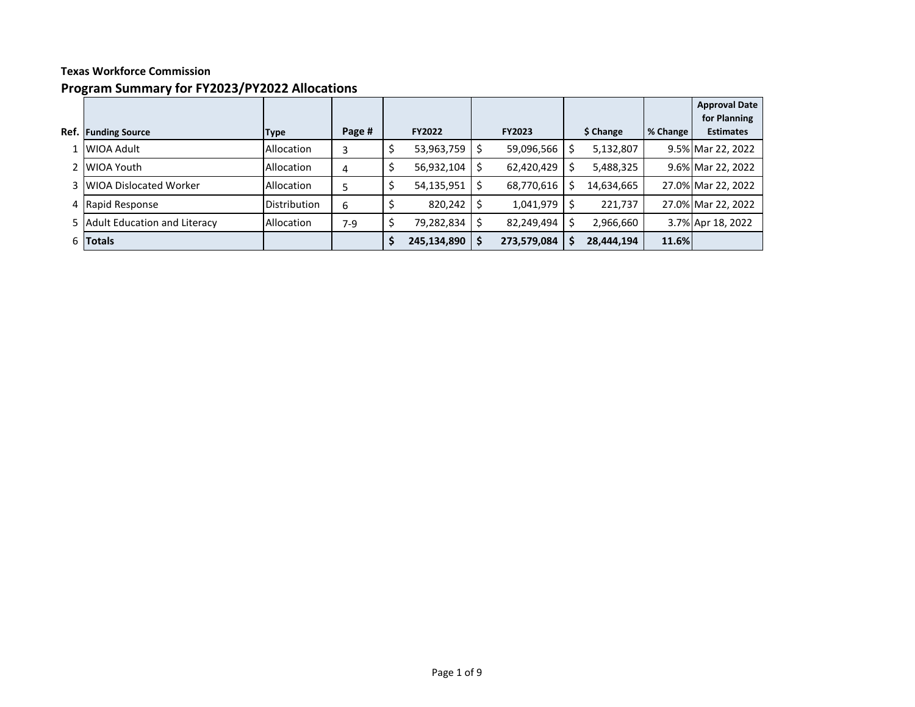**Texas Workforce Commission**

## Program Summary for FY2023/PY2022 Allocations

| Ref. | Funding Source | Type | Page # | FY2022 | FY2023 | $ Change | % Change | Approval Date for Planning Estimates |
|---|---|---|---|---|---|---|---|---|
| 1 | WIOA Adult | Allocation | 3 | $ 53,963,759 | $ 59,096,566 | $ 5,132,807 | 9.5% | Mar 22, 2022 |
| 2 | WIOA Youth | Allocation | 4 | $ 56,932,104 | $ 62,420,429 | $ 5,488,325 | 9.6% | Mar 22, 2022 |
| 3 | WIOA Dislocated Worker | Allocation | 5 | $ 54,135,951 | $ 68,770,616 | $ 14,634,665 | 27.0% | Mar 22, 2022 |
| 4 | Rapid Response | Distribution | 6 | $ 820,242 | $ 1,041,979 | $ 221,737 | 27.0% | Mar 22, 2022 |
| 5 | Adult Education and Literacy | Allocation | 7-9 | $ 79,282,834 | $ 82,249,494 | $ 2,966,660 | 3.7% | Apr 18, 2022 |
| 6 | **Totals** | | | **$ 245,134,890** | **$ 273,579,084** | **$ 28,444,194** | **11.6%** | |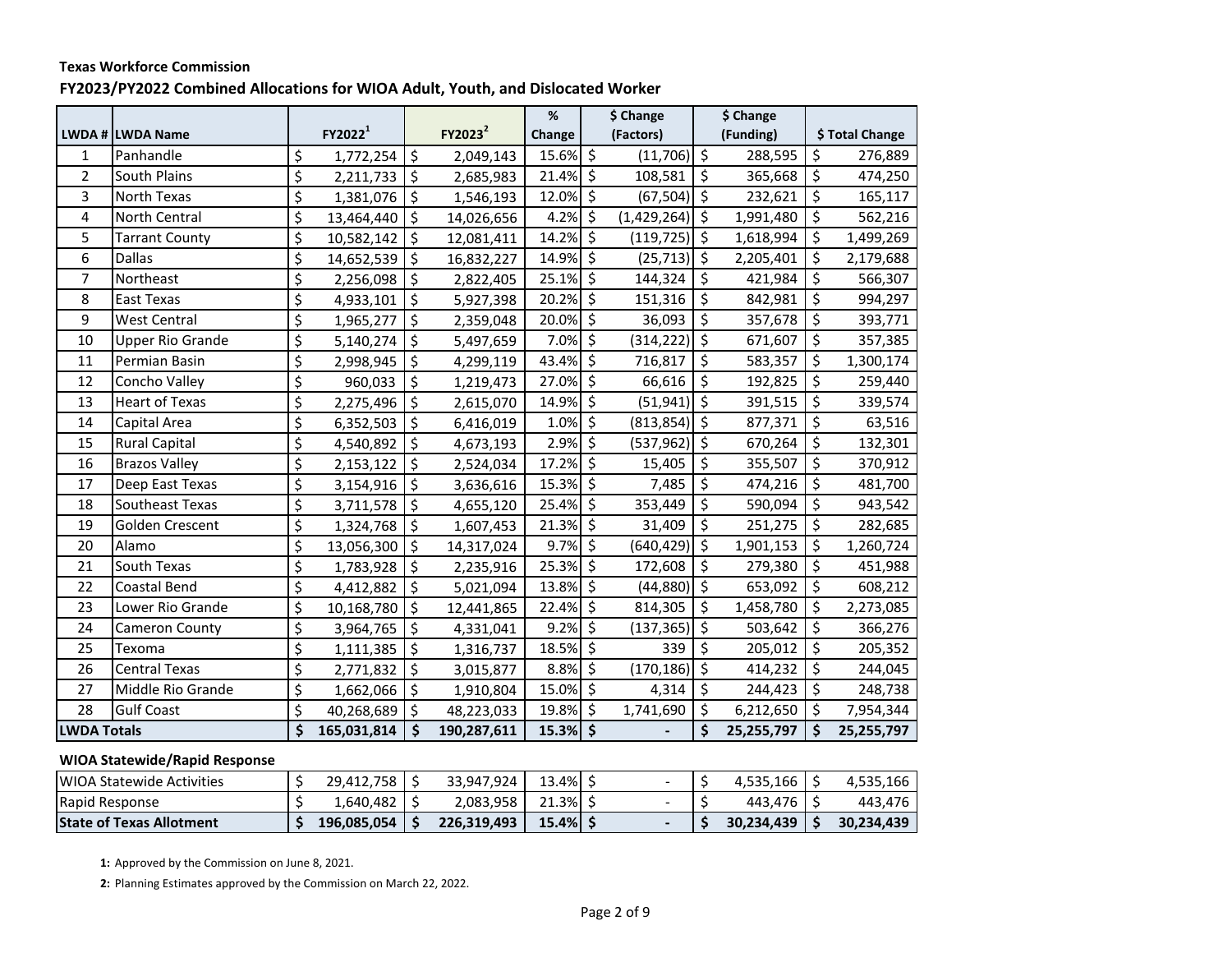**Texas Workforce Commission**

**FY2023/PY2022 Combined Allocations for WIOA Adult, Youth, and Dislocated Worker**

| LWDA # | LWDA Name | FY2022[1] | FY2023[2] | % Change | $ Change (Factors) | $ Change (Funding) | $ Total Change |
|---|---|---|---|---|---|---|---|
| 1 | Panhandle | $ 1,772,254 | $ 2,049,143 | 15.6% | $ (11,706) | $ 288,595 | $ 276,889 |
| 2 | South Plains | $ 2,211,733 | $ 2,685,983 | 21.4% | $ 108,581 | $ 365,668 | $ 474,250 |
| 3 | North Texas | $ 1,381,076 | $ 1,546,193 | 12.0% | $ (67,504) | $ 232,621 | $ 165,117 |
| 4 | North Central | $ 13,464,440 | $ 14,026,656 | 4.2% | $ (1,429,264) | $ 1,991,480 | $ 562,216 |
| 5 | Tarrant County | $ 10,582,142 | $ 12,081,411 | 14.2% | $ (119,725) | $ 1,618,994 | $ 1,499,269 |
| 6 | Dallas | $ 14,652,539 | $ 16,832,227 | 14.9% | $ (25,713) | $ 2,205,401 | $ 2,179,688 |
| 7 | Northeast | $ 2,256,098 | $ 2,822,405 | 25.1% | $ 144,324 | $ 421,984 | $ 566,307 |
| 8 | East Texas | $ 4,933,101 | $ 5,927,398 | 20.2% | $ 151,316 | $ 842,981 | $ 994,297 |
| 9 | West Central | $ 1,965,277 | $ 2,359,048 | 20.0% | $ 36,093 | $ 357,678 | $ 393,771 |
| 10 | Upper Rio Grande | $ 5,140,274 | $ 5,497,659 | 7.0% | $ (314,222) | $ 671,607 | $ 357,385 |
| 11 | Permian Basin | $ 2,998,945 | $ 4,299,119 | 43.4% | $ 716,817 | $ 583,357 | $ 1,300,174 |
| 12 | Concho Valley | $ 960,033 | $ 1,219,473 | 27.0% | $ 66,616 | $ 192,825 | $ 259,440 |
| 13 | Heart of Texas | $ 2,275,496 | $ 2,615,070 | 14.9% | $ (51,941) | $ 391,515 | $ 339,574 |
| 14 | Capital Area | $ 6,352,503 | $ 6,416,019 | 1.0% | $ (813,854) | $ 877,371 | $ 63,516 |
| 15 | Rural Capital | $ 4,540,892 | $ 4,673,193 | 2.9% | $ (537,962) | $ 670,264 | $ 132,301 |
| 16 | Brazos Valley | $ 2,153,122 | $ 2,524,034 | 17.2% | $ 15,405 | $ 355,507 | $ 370,912 |
| 17 | Deep East Texas | $ 3,154,916 | $ 3,636,616 | 15.3% | $ 7,485 | $ 474,216 | $ 481,700 |
| 18 | Southeast Texas | $ 3,711,578 | $ 4,655,120 | 25.4% | $ 353,449 | $ 590,094 | $ 943,542 |
| 19 | Golden Crescent | $ 1,324,768 | $ 1,607,453 | 21.3% | $ 31,409 | $ 251,275 | $ 282,685 |
| 20 | Alamo | $ 13,056,300 | $ 14,317,024 | 9.7% | $ (640,429) | $ 1,901,153 | $ 1,260,724 |
| 21 | South Texas | $ 1,783,928 | $ 2,235,916 | 25.3% | $ 172,608 | $ 279,380 | $ 451,988 |
| 22 | Coastal Bend | $ 4,412,882 | $ 5,021,094 | 13.8% | $ (44,880) | $ 653,092 | $ 608,212 |
| 23 | Lower Rio Grande | $ 10,168,780 | $ 12,441,865 | 22.4% | $ 814,305 | $ 1,458,780 | $ 2,273,085 |
| 24 | Cameron County | $ 3,964,765 | $ 4,331,041 | 9.2% | $ (137,365) | $ 503,642 | $ 366,276 |
| 25 | Texoma | $ 1,111,385 | $ 1,316,737 | 18.5% | $ 339 | $ 205,012 | $ 205,352 |
| 26 | Central Texas | $ 2,771,832 | $ 3,015,877 | 8.8% | $ (170,186) | $ 414,232 | $ 244,045 |
| 27 | Middle Rio Grande | $ 1,662,066 | $ 1,910,804 | 15.0% | $ 4,314 | $ 244,423 | $ 248,738 |
| 28 | Gulf Coast | $ 40,268,689 | $ 48,223,033 | 19.8% | $ 1,741,690 | $ 6,212,650 | $ 7,954,344 |
| **LWDA Totals** | | **$ 165,031,814** | **$ 190,287,611** | **15.3%** | **$ -** | **$ 25,255,797** | **$ 25,255,797** |

**WIOA Statewide/Rapid Response**

| | FY2022 | FY2023 | % Change | $ Change (Factors) | $ Change (Funding) | $ Total Change |
|---|---|---|---|---|---|---|
| WIOA Statewide Activities | $ 29,412,758 | $ 33,947,924 | 13.4% | $ - | $ 4,535,166 | $ 4,535,166 |
| Rapid Response | $ 1,640,482 | $ 2,083,958 | 21.3% | $ - | $ 443,476 | $ 443,476 |
| **State of Texas Allotment** | **$ 196,085,054** | **$ 226,319,493** | **15.4%** | **$ -** | **$ 30,234,439** | **$ 30,234,439** |

**1:** Approved by the Commission on June 8, 2021.

**2:** Planning Estimates approved by the Commission on March 22, 2022.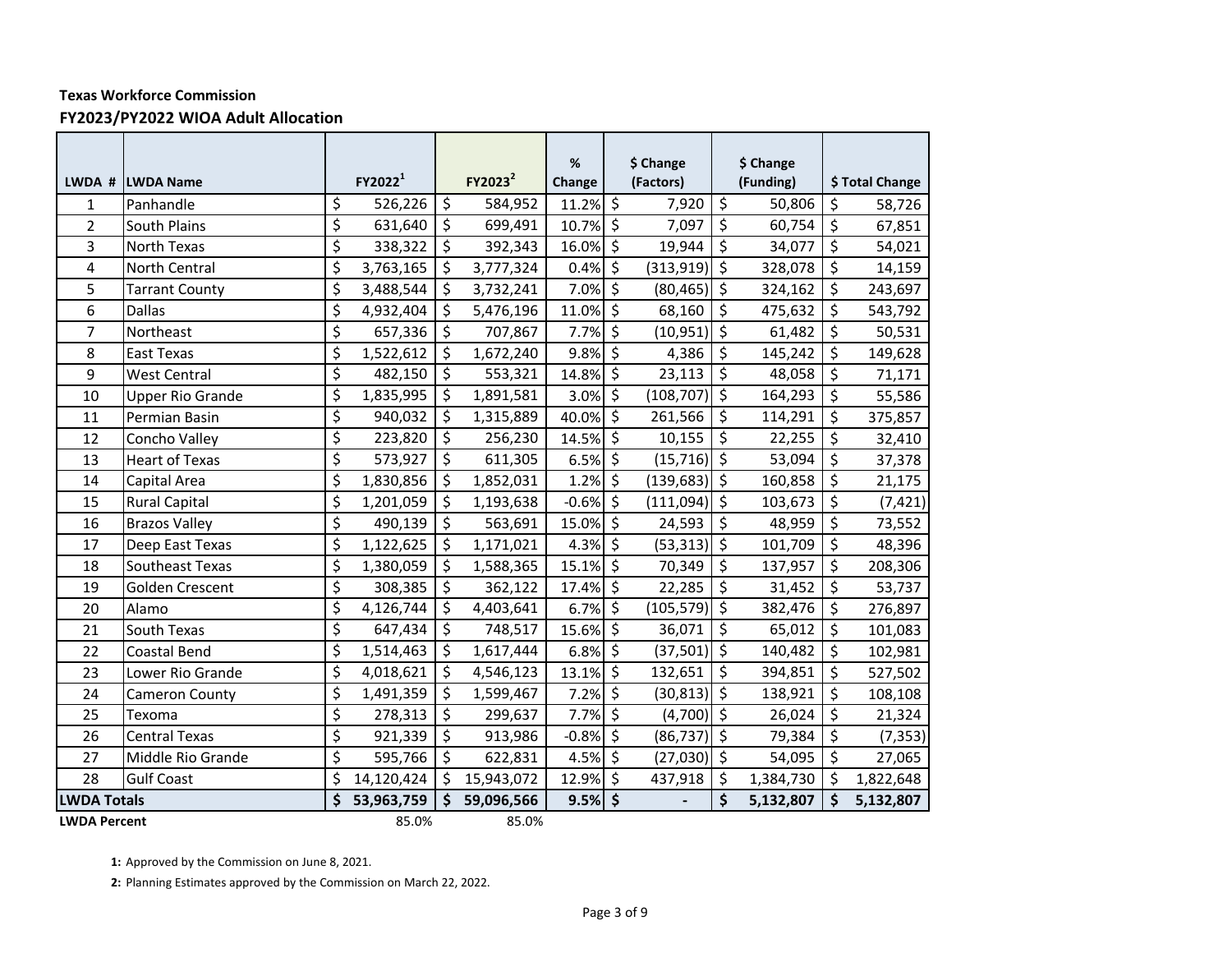**Texas Workforce Commission**

## FY2023/PY2022 WIOA Adult Allocation

| LWDA # | LWDA Name | FY2022[1] | FY2023[2] | % Change | $ Change (Factors) | $ Change (Funding) | $ Total Change |
|---|---|---|---|---|---|---|---|
| 1 | Panhandle | $ 526,226 | $ 584,952 | 11.2% | $ 7,920 | $ 50,806 | $ 58,726 |
| 2 | South Plains | $ 631,640 | $ 699,491 | 10.7% | $ 7,097 | $ 60,754 | $ 67,851 |
| 3 | North Texas | $ 338,322 | $ 392,343 | 16.0% | $ 19,944 | $ 34,077 | $ 54,021 |
| 4 | North Central | $ 3,763,165 | $ 3,777,324 | 0.4% | $ (313,919) | $ 328,078 | $ 14,159 |
| 5 | Tarrant County | $ 3,488,544 | $ 3,732,241 | 7.0% | $ (80,465) | $ 324,162 | $ 243,697 |
| 6 | Dallas | $ 4,932,404 | $ 5,476,196 | 11.0% | $ 68,160 | $ 475,632 | $ 543,792 |
| 7 | Northeast | $ 657,336 | $ 707,867 | 7.7% | $ (10,951) | $ 61,482 | $ 50,531 |
| 8 | East Texas | $ 1,522,612 | $ 1,672,240 | 9.8% | $ 4,386 | $ 145,242 | $ 149,628 |
| 9 | West Central | $ 482,150 | $ 553,321 | 14.8% | $ 23,113 | $ 48,058 | $ 71,171 |
| 10 | Upper Rio Grande | $ 1,835,995 | $ 1,891,581 | 3.0% | $ (108,707) | $ 164,293 | $ 55,586 |
| 11 | Permian Basin | $ 940,032 | $ 1,315,889 | 40.0% | $ 261,566 | $ 114,291 | $ 375,857 |
| 12 | Concho Valley | $ 223,820 | $ 256,230 | 14.5% | $ 10,155 | $ 22,255 | $ 32,410 |
| 13 | Heart of Texas | $ 573,927 | $ 611,305 | 6.5% | $ (15,716) | $ 53,094 | $ 37,378 |
| 14 | Capital Area | $ 1,830,856 | $ 1,852,031 | 1.2% | $ (139,683) | $ 160,858 | $ 21,175 |
| 15 | Rural Capital | $ 1,201,059 | $ 1,193,638 | -0.6% | $ (111,094) | $ 103,673 | $ (7,421) |
| 16 | Brazos Valley | $ 490,139 | $ 563,691 | 15.0% | $ 24,593 | $ 48,959 | $ 73,552 |
| 17 | Deep East Texas | $ 1,122,625 | $ 1,171,021 | 4.3% | $ (53,313) | $ 101,709 | $ 48,396 |
| 18 | Southeast Texas | $ 1,380,059 | $ 1,588,365 | 15.1% | $ 70,349 | $ 137,957 | $ 208,306 |
| 19 | Golden Crescent | $ 308,385 | $ 362,122 | 17.4% | $ 22,285 | $ 31,452 | $ 53,737 |
| 20 | Alamo | $ 4,126,744 | $ 4,403,641 | 6.7% | $ (105,579) | $ 382,476 | $ 276,897 |
| 21 | South Texas | $ 647,434 | $ 748,517 | 15.6% | $ 36,071 | $ 65,012 | $ 101,083 |
| 22 | Coastal Bend | $ 1,514,463 | $ 1,617,444 | 6.8% | $ (37,501) | $ 140,482 | $ 102,981 |
| 23 | Lower Rio Grande | $ 4,018,621 | $ 4,546,123 | 13.1% | $ 132,651 | $ 394,851 | $ 527,502 |
| 24 | Cameron County | $ 1,491,359 | $ 1,599,467 | 7.2% | $ (30,813) | $ 138,921 | $ 108,108 |
| 25 | Texoma | $ 278,313 | $ 299,637 | 7.7% | $ (4,700) | $ 26,024 | $ 21,324 |
| 26 | Central Texas | $ 921,339 | $ 913,986 | -0.8% | $ (86,737) | $ 79,384 | $ (7,353) |
| 27 | Middle Rio Grande | $ 595,766 | $ 622,831 | 4.5% | $ (27,030) | $ 54,095 | $ 27,065 |
| 28 | Gulf Coast | $ 14,120,424 | $ 15,943,072 | 12.9% | $ 437,918 | $ 1,384,730 | $ 1,822,648 |
| **LWDA Totals** | | **$ 53,963,759** | **$ 59,096,566** | **9.5%** | **$ -** | **$ 5,132,807** | **$ 5,132,807** |
| **LWDA Percent** | | 85.0% | 85.0% | | | | |

**1:** Approved by the Commission on June 8, 2021.

**2:** Planning Estimates approved by the Commission on March 22, 2022.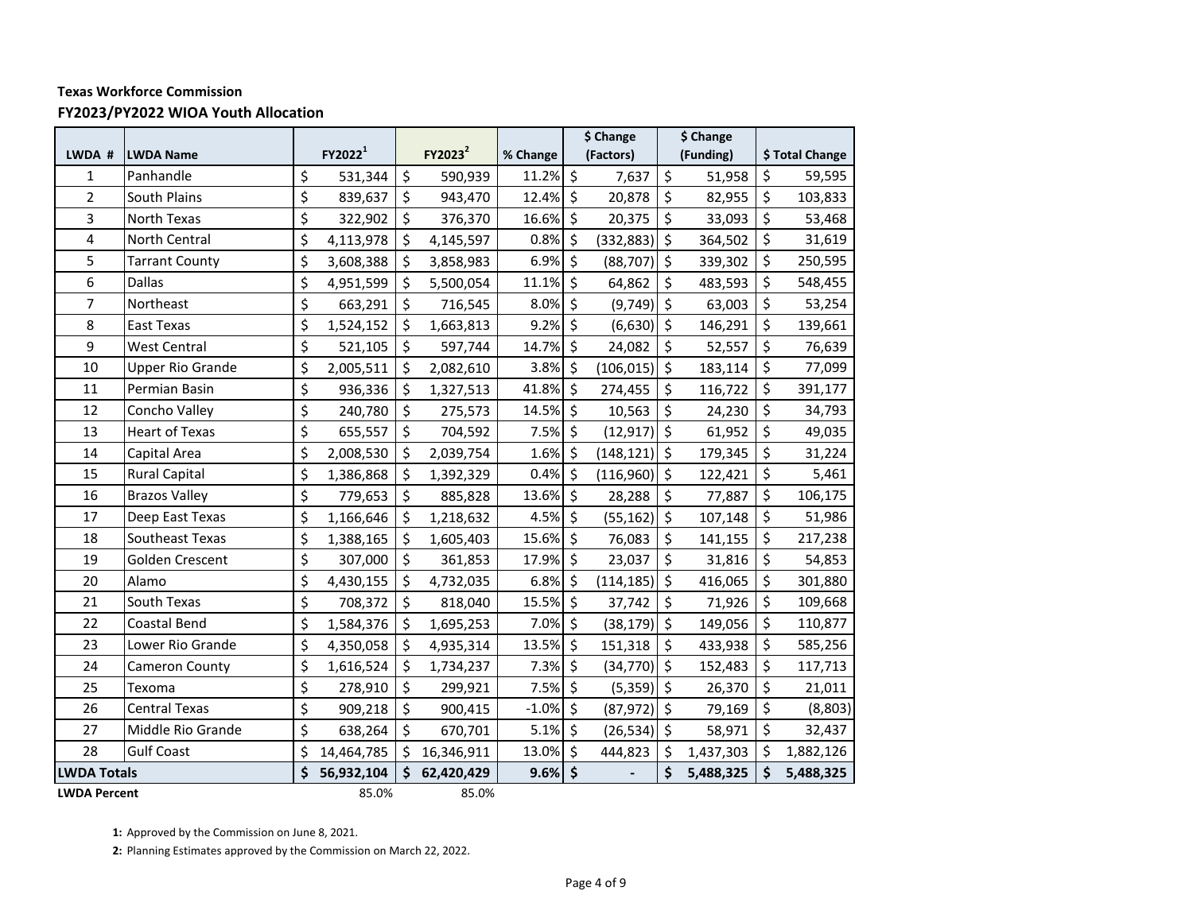**Texas Workforce Commission**

**FY2023/PY2022 WIOA Youth Allocation**

| LWDA # | LWDA Name | FY2022[1] | FY2023[2] | % Change | $ Change (Factors) | $ Change (Funding) | $ Total Change |
|---|---|---|---|---|---|---|---|
| 1 | Panhandle | $ 531,344 | $ 590,939 | 11.2% | $ 7,637 | $ 51,958 | $ 59,595 |
| 2 | South Plains | $ 839,637 | $ 943,470 | 12.4% | $ 20,878 | $ 82,955 | $ 103,833 |
| 3 | North Texas | $ 322,902 | $ 376,370 | 16.6% | $ 20,375 | $ 33,093 | $ 53,468 |
| 4 | North Central | $ 4,113,978 | $ 4,145,597 | 0.8% | $ (332,883) | $ 364,502 | $ 31,619 |
| 5 | Tarrant County | $ 3,608,388 | $ 3,858,983 | 6.9% | $ (88,707) | $ 339,302 | $ 250,595 |
| 6 | Dallas | $ 4,951,599 | $ 5,500,054 | 11.1% | $ 64,862 | $ 483,593 | $ 548,455 |
| 7 | Northeast | $ 663,291 | $ 716,545 | 8.0% | $ (9,749) | $ 63,003 | $ 53,254 |
| 8 | East Texas | $ 1,524,152 | $ 1,663,813 | 9.2% | $ (6,630) | $ 146,291 | $ 139,661 |
| 9 | West Central | $ 521,105 | $ 597,744 | 14.7% | $ 24,082 | $ 52,557 | $ 76,639 |
| 10 | Upper Rio Grande | $ 2,005,511 | $ 2,082,610 | 3.8% | $ (106,015) | $ 183,114 | $ 77,099 |
| 11 | Permian Basin | $ 936,336 | $ 1,327,513 | 41.8% | $ 274,455 | $ 116,722 | $ 391,177 |
| 12 | Concho Valley | $ 240,780 | $ 275,573 | 14.5% | $ 10,563 | $ 24,230 | $ 34,793 |
| 13 | Heart of Texas | $ 655,557 | $ 704,592 | 7.5% | $ (12,917) | $ 61,952 | $ 49,035 |
| 14 | Capital Area | $ 2,008,530 | $ 2,039,754 | 1.6% | $ (148,121) | $ 179,345 | $ 31,224 |
| 15 | Rural Capital | $ 1,386,868 | $ 1,392,329 | 0.4% | $ (116,960) | $ 122,421 | $ 5,461 |
| 16 | Brazos Valley | $ 779,653 | $ 885,828 | 13.6% | $ 28,288 | $ 77,887 | $ 106,175 |
| 17 | Deep East Texas | $ 1,166,646 | $ 1,218,632 | 4.5% | $ (55,162) | $ 107,148 | $ 51,986 |
| 18 | Southeast Texas | $ 1,388,165 | $ 1,605,403 | 15.6% | $ 76,083 | $ 141,155 | $ 217,238 |
| 19 | Golden Crescent | $ 307,000 | $ 361,853 | 17.9% | $ 23,037 | $ 31,816 | $ 54,853 |
| 20 | Alamo | $ 4,430,155 | $ 4,732,035 | 6.8% | $ (114,185) | $ 416,065 | $ 301,880 |
| 21 | South Texas | $ 708,372 | $ 818,040 | 15.5% | $ 37,742 | $ 71,926 | $ 109,668 |
| 22 | Coastal Bend | $ 1,584,376 | $ 1,695,253 | 7.0% | $ (38,179) | $ 149,056 | $ 110,877 |
| 23 | Lower Rio Grande | $ 4,350,058 | $ 4,935,314 | 13.5% | $ 151,318 | $ 433,938 | $ 585,256 |
| 24 | Cameron County | $ 1,616,524 | $ 1,734,237 | 7.3% | $ (34,770) | $ 152,483 | $ 117,713 |
| 25 | Texoma | $ 278,910 | $ 299,921 | 7.5% | $ (5,359) | $ 26,370 | $ 21,011 |
| 26 | Central Texas | $ 909,218 | $ 900,415 | -1.0% | $ (87,972) | $ 79,169 | $ (8,803) |
| 27 | Middle Rio Grande | $ 638,264 | $ 670,701 | 5.1% | $ (26,534) | $ 58,971 | $ 32,437 |
| 28 | Gulf Coast | $ 14,464,785 | $ 16,346,911 | 13.0% | $ 444,823 | $ 1,437,303 | $ 1,882,126 |
| **LWDA Totals** | | **$ 56,932,104** | **$ 62,420,429** | **9.6%** | **$ -** | **$ 5,488,325** | **$ 5,488,325** |
| **LWDA Percent** | | 85.0% | 85.0% | | | | |

**1:** Approved by the Commission on June 8, 2021.

**2:** Planning Estimates approved by the Commission on March 22, 2022.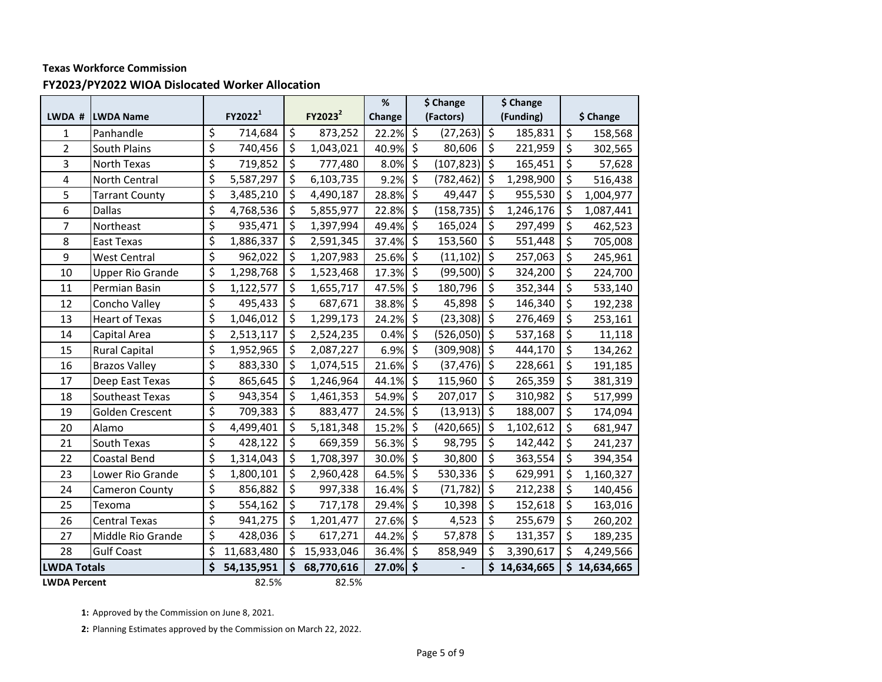**Texas Workforce Commission**

## FY2023/PY2022 WIOA Dislocated Worker Allocation

| LWDA # | LWDA Name | FY2022[1] | FY2023[2] | % Change | $ Change (Factors) | $ Change (Funding) | $ Change |
|---|---|---|---|---|---|---|---|
| 1 | Panhandle | $ 714,684 | $ 873,252 | 22.2% | $ (27,263) | $ 185,831 | $ 158,568 |
| 2 | South Plains | $ 740,456 | $ 1,043,021 | 40.9% | $ 80,606 | $ 221,959 | $ 302,565 |
| 3 | North Texas | $ 719,852 | $ 777,480 | 8.0% | $ (107,823) | $ 165,451 | $ 57,628 |
| 4 | North Central | $ 5,587,297 | $ 6,103,735 | 9.2% | $ (782,462) | $ 1,298,900 | $ 516,438 |
| 5 | Tarrant County | $ 3,485,210 | $ 4,490,187 | 28.8% | $ 49,447 | $ 955,530 | $ 1,004,977 |
| 6 | Dallas | $ 4,768,536 | $ 5,855,977 | 22.8% | $ (158,735) | $ 1,246,176 | $ 1,087,441 |
| 7 | Northeast | $ 935,471 | $ 1,397,994 | 49.4% | $ 165,024 | $ 297,499 | $ 462,523 |
| 8 | East Texas | $ 1,886,337 | $ 2,591,345 | 37.4% | $ 153,560 | $ 551,448 | $ 705,008 |
| 9 | West Central | $ 962,022 | $ 1,207,983 | 25.6% | $ (11,102) | $ 257,063 | $ 245,961 |
| 10 | Upper Rio Grande | $ 1,298,768 | $ 1,523,468 | 17.3% | $ (99,500) | $ 324,200 | $ 224,700 |
| 11 | Permian Basin | $ 1,122,577 | $ 1,655,717 | 47.5% | $ 180,796 | $ 352,344 | $ 533,140 |
| 12 | Concho Valley | $ 495,433 | $ 687,671 | 38.8% | $ 45,898 | $ 146,340 | $ 192,238 |
| 13 | Heart of Texas | $ 1,046,012 | $ 1,299,173 | 24.2% | $ (23,308) | $ 276,469 | $ 253,161 |
| 14 | Capital Area | $ 2,513,117 | $ 2,524,235 | 0.4% | $ (526,050) | $ 537,168 | $ 11,118 |
| 15 | Rural Capital | $ 1,952,965 | $ 2,087,227 | 6.9% | $ (309,908) | $ 444,170 | $ 134,262 |
| 16 | Brazos Valley | $ 883,330 | $ 1,074,515 | 21.6% | $ (37,476) | $ 228,661 | $ 191,185 |
| 17 | Deep East Texas | $ 865,645 | $ 1,246,964 | 44.1% | $ 115,960 | $ 265,359 | $ 381,319 |
| 18 | Southeast Texas | $ 943,354 | $ 1,461,353 | 54.9% | $ 207,017 | $ 310,982 | $ 517,999 |
| 19 | Golden Crescent | $ 709,383 | $ 883,477 | 24.5% | $ (13,913) | $ 188,007 | $ 174,094 |
| 20 | Alamo | $ 4,499,401 | $ 5,181,348 | 15.2% | $ (420,665) | $ 1,102,612 | $ 681,947 |
| 21 | South Texas | $ 428,122 | $ 669,359 | 56.3% | $ 98,795 | $ 142,442 | $ 241,237 |
| 22 | Coastal Bend | $ 1,314,043 | $ 1,708,397 | 30.0% | $ 30,800 | $ 363,554 | $ 394,354 |
| 23 | Lower Rio Grande | $ 1,800,101 | $ 2,960,428 | 64.5% | $ 530,336 | $ 629,991 | $ 1,160,327 |
| 24 | Cameron County | $ 856,882 | $ 997,338 | 16.4% | $ (71,782) | $ 212,238 | $ 140,456 |
| 25 | Texoma | $ 554,162 | $ 717,178 | 29.4% | $ 10,398 | $ 152,618 | $ 163,016 |
| 26 | Central Texas | $ 941,275 | $ 1,201,477 | 27.6% | $ 4,523 | $ 255,679 | $ 260,202 |
| 27 | Middle Rio Grande | $ 428,036 | $ 617,271 | 44.2% | $ 57,878 | $ 131,357 | $ 189,235 |
| 28 | Gulf Coast | $ 11,683,480 | $ 15,933,046 | 36.4% | $ 858,949 | $ 3,390,617 | $ 4,249,566 |
| **LWDA Totals** | | **$ 54,135,951** | **$ 68,770,616** | **27.0%** | **$ -** | **$ 14,634,665** | **$ 14,634,665** |
| **LWDA Percent** | | 82.5% | 82.5% | | | | |

**1:** Approved by the Commission on June 8, 2021.

**2:** Planning Estimates approved by the Commission on March 22, 2022.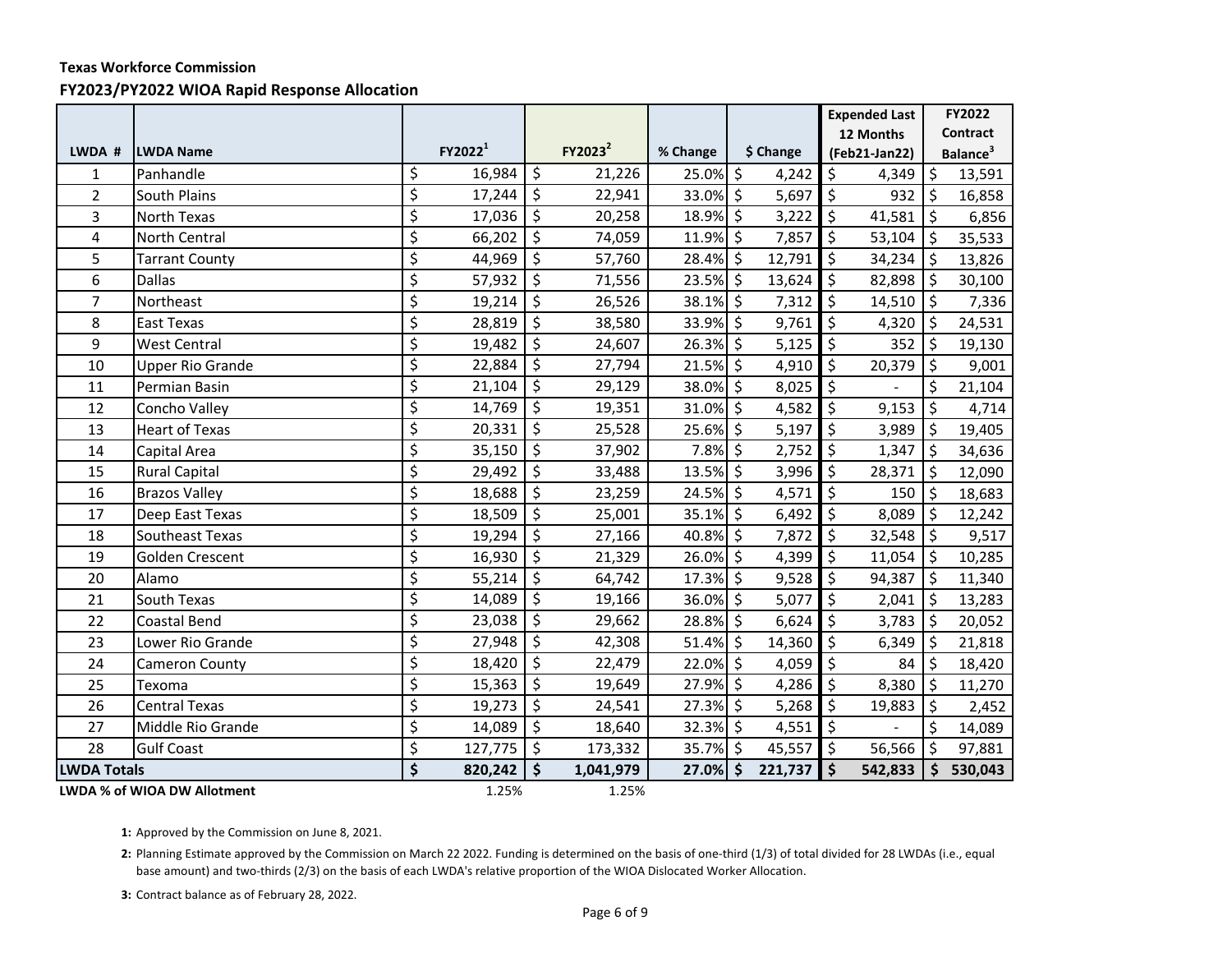**Texas Workforce Commission**

## FY2023/PY2022 WIOA Rapid Response Allocation

| LWDA # | LWDA Name | FY2022[1] | FY2023[2] | % Change | $ Change | Expended Last 12 Months (Feb21-Jan22) | FY2022 Contract Balance[3] |
|---|---|---|---|---|---|---|---|
| 1 | Panhandle | $ 16,984 | $ 21,226 | 25.0% | $ 4,242 | $ 4,349 | $ 13,591 |
| 2 | South Plains | $ 17,244 | $ 22,941 | 33.0% | $ 5,697 | $ 932 | $ 16,858 |
| 3 | North Texas | $ 17,036 | $ 20,258 | 18.9% | $ 3,222 | $ 41,581 | $ 6,856 |
| 4 | North Central | $ 66,202 | $ 74,059 | 11.9% | $ 7,857 | $ 53,104 | $ 35,533 |
| 5 | Tarrant County | $ 44,969 | $ 57,760 | 28.4% | $ 12,791 | $ 34,234 | $ 13,826 |
| 6 | Dallas | $ 57,932 | $ 71,556 | 23.5% | $ 13,624 | $ 82,898 | $ 30,100 |
| 7 | Northeast | $ 19,214 | $ 26,526 | 38.1% | $ 7,312 | $ 14,510 | $ 7,336 |
| 8 | East Texas | $ 28,819 | $ 38,580 | 33.9% | $ 9,761 | $ 4,320 | $ 24,531 |
| 9 | West Central | $ 19,482 | $ 24,607 | 26.3% | $ 5,125 | $ 352 | $ 19,130 |
| 10 | Upper Rio Grande | $ 22,884 | $ 27,794 | 21.5% | $ 4,910 | $ 20,379 | $ 9,001 |
| 11 | Permian Basin | $ 21,104 | $ 29,129 | 38.0% | $ 8,025 | $ - | $ 21,104 |
| 12 | Concho Valley | $ 14,769 | $ 19,351 | 31.0% | $ 4,582 | $ 9,153 | $ 4,714 |
| 13 | Heart of Texas | $ 20,331 | $ 25,528 | 25.6% | $ 5,197 | $ 3,989 | $ 19,405 |
| 14 | Capital Area | $ 35,150 | $ 37,902 | 7.8% | $ 2,752 | $ 1,347 | $ 34,636 |
| 15 | Rural Capital | $ 29,492 | $ 33,488 | 13.5% | $ 3,996 | $ 28,371 | $ 12,090 |
| 16 | Brazos Valley | $ 18,688 | $ 23,259 | 24.5% | $ 4,571 | $ 150 | $ 18,683 |
| 17 | Deep East Texas | $ 18,509 | $ 25,001 | 35.1% | $ 6,492 | $ 8,089 | $ 12,242 |
| 18 | Southeast Texas | $ 19,294 | $ 27,166 | 40.8% | $ 7,872 | $ 32,548 | $ 9,517 |
| 19 | Golden Crescent | $ 16,930 | $ 21,329 | 26.0% | $ 4,399 | $ 11,054 | $ 10,285 |
| 20 | Alamo | $ 55,214 | $ 64,742 | 17.3% | $ 9,528 | $ 94,387 | $ 11,340 |
| 21 | South Texas | $ 14,089 | $ 19,166 | 36.0% | $ 5,077 | $ 2,041 | $ 13,283 |
| 22 | Coastal Bend | $ 23,038 | $ 29,662 | 28.8% | $ 6,624 | $ 3,783 | $ 20,052 |
| 23 | Lower Rio Grande | $ 27,948 | $ 42,308 | 51.4% | $ 14,360 | $ 6,349 | $ 21,818 |
| 24 | Cameron County | $ 18,420 | $ 22,479 | 22.0% | $ 4,059 | $ 84 | $ 18,420 |
| 25 | Texoma | $ 15,363 | $ 19,649 | 27.9% | $ 4,286 | $ 8,380 | $ 11,270 |
| 26 | Central Texas | $ 19,273 | $ 24,541 | 27.3% | $ 5,268 | $ 19,883 | $ 2,452 |
| 27 | Middle Rio Grande | $ 14,089 | $ 18,640 | 32.3% | $ 4,551 | $ - | $ 14,089 |
| 28 | Gulf Coast | $ 127,775 | $ 173,332 | 35.7% | $ 45,557 | $ 56,566 | $ 97,881 |
| **LWDA Totals** | | **$ 820,242** | **$ 1,041,979** | **27.0%** | **$ 221,737** | **$ 542,833** | **$ 530,043** |
| **LWDA % of WIOA DW Allotment** | | 1.25% | 1.25% | | | | |

**1:** Approved by the Commission on June 8, 2021.

**2:** Planning Estimate approved by the Commission on March 22 2022. Funding is determined on the basis of one-third (1/3) of total divided for 28 LWDAs (i.e., equal base amount) and two-thirds (2/3) on the basis of each LWDA's relative proportion of the WIOA Dislocated Worker Allocation.

**3:** Contract balance as of February 28, 2022.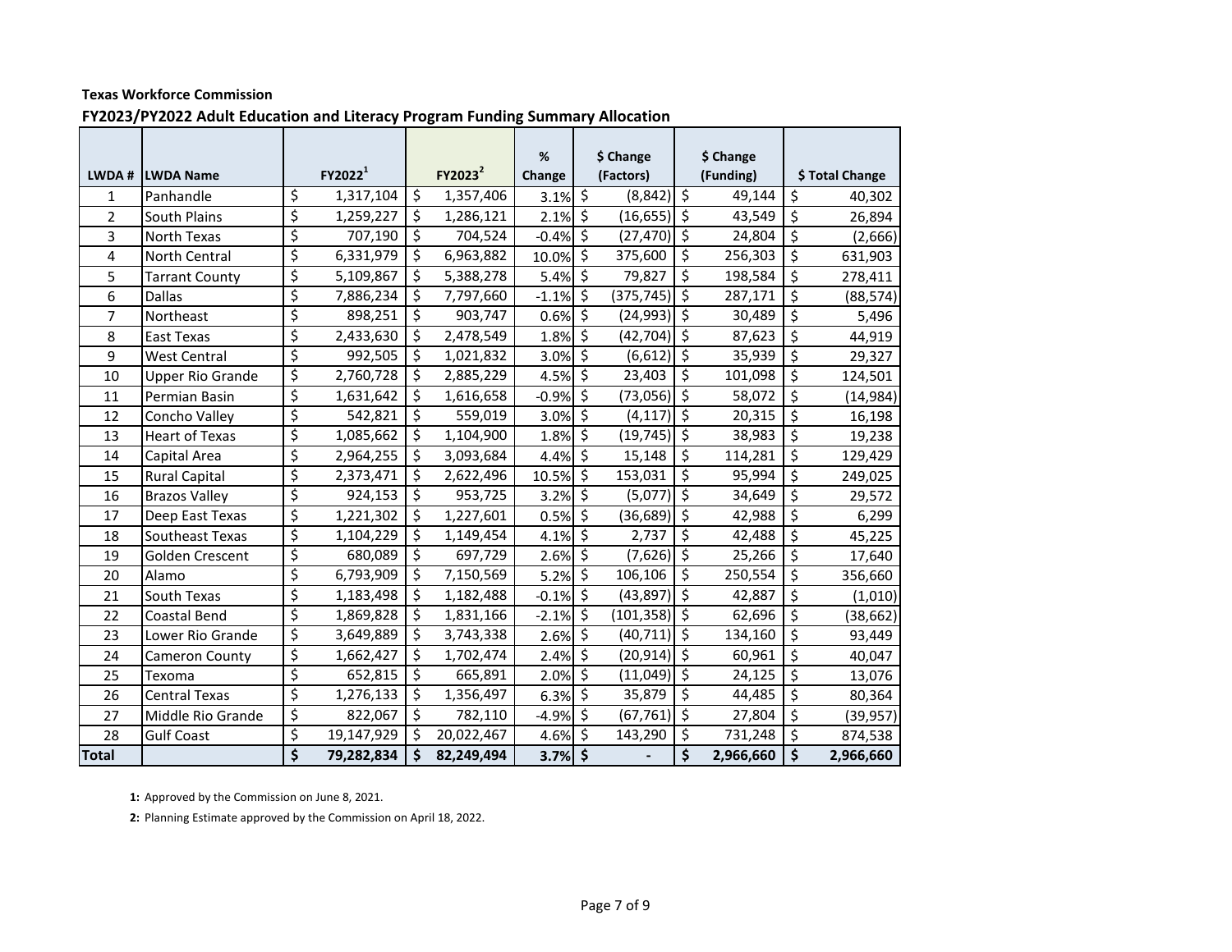**Texas Workforce Commission**

**FY2023/PY2022 Adult Education and Literacy Program Funding Summary Allocation**

| LWDA # | LWDA Name | FY2022[1] | FY2023[2] | % Change | $ Change (Factors) | $ Change (Funding) | $ Total Change |
|---|---|---|---|---|---|---|---|
| 1 | Panhandle | $ 1,317,104 | $ 1,357,406 | 3.1% | $ (8,842) | $ 49,144 | $ 40,302 |
| 2 | South Plains | $ 1,259,227 | $ 1,286,121 | 2.1% | $ (16,655) | $ 43,549 | $ 26,894 |
| 3 | North Texas | $ 707,190 | $ 704,524 | -0.4% | $ (27,470) | $ 24,804 | $ (2,666) |
| 4 | North Central | $ 6,331,979 | $ 6,963,882 | 10.0% | $ 375,600 | $ 256,303 | $ 631,903 |
| 5 | Tarrant County | $ 5,109,867 | $ 5,388,278 | 5.4% | $ 79,827 | $ 198,584 | $ 278,411 |
| 6 | Dallas | $ 7,886,234 | $ 7,797,660 | -1.1% | $ (375,745) | $ 287,171 | $ (88,574) |
| 7 | Northeast | $ 898,251 | $ 903,747 | 0.6% | $ (24,993) | $ 30,489 | $ 5,496 |
| 8 | East Texas | $ 2,433,630 | $ 2,478,549 | 1.8% | $ (42,704) | $ 87,623 | $ 44,919 |
| 9 | West Central | $ 992,505 | $ 1,021,832 | 3.0% | $ (6,612) | $ 35,939 | $ 29,327 |
| 10 | Upper Rio Grande | $ 2,760,728 | $ 2,885,229 | 4.5% | $ 23,403 | $ 101,098 | $ 124,501 |
| 11 | Permian Basin | $ 1,631,642 | $ 1,616,658 | -0.9% | $ (73,056) | $ 58,072 | $ (14,984) |
| 12 | Concho Valley | $ 542,821 | $ 559,019 | 3.0% | $ (4,117) | $ 20,315 | $ 16,198 |
| 13 | Heart of Texas | $ 1,085,662 | $ 1,104,900 | 1.8% | $ (19,745) | $ 38,983 | $ 19,238 |
| 14 | Capital Area | $ 2,964,255 | $ 3,093,684 | 4.4% | $ 15,148 | $ 114,281 | $ 129,429 |
| 15 | Rural Capital | $ 2,373,471 | $ 2,622,496 | 10.5% | $ 153,031 | $ 95,994 | $ 249,025 |
| 16 | Brazos Valley | $ 924,153 | $ 953,725 | 3.2% | $ (5,077) | $ 34,649 | $ 29,572 |
| 17 | Deep East Texas | $ 1,221,302 | $ 1,227,601 | 0.5% | $ (36,689) | $ 42,988 | $ 6,299 |
| 18 | Southeast Texas | $ 1,104,229 | $ 1,149,454 | 4.1% | $ 2,737 | $ 42,488 | $ 45,225 |
| 19 | Golden Crescent | $ 680,089 | $ 697,729 | 2.6% | $ (7,626) | $ 25,266 | $ 17,640 |
| 20 | Alamo | $ 6,793,909 | $ 7,150,569 | 5.2% | $ 106,106 | $ 250,554 | $ 356,660 |
| 21 | South Texas | $ 1,183,498 | $ 1,182,488 | -0.1% | $ (43,897) | $ 42,887 | $ (1,010) |
| 22 | Coastal Bend | $ 1,869,828 | $ 1,831,166 | -2.1% | $ (101,358) | $ 62,696 | $ (38,662) |
| 23 | Lower Rio Grande | $ 3,649,889 | $ 3,743,338 | 2.6% | $ (40,711) | $ 134,160 | $ 93,449 |
| 24 | Cameron County | $ 1,662,427 | $ 1,702,474 | 2.4% | $ (20,914) | $ 60,961 | $ 40,047 |
| 25 | Texoma | $ 652,815 | $ 665,891 | 2.0% | $ (11,049) | $ 24,125 | $ 13,076 |
| 26 | Central Texas | $ 1,276,133 | $ 1,356,497 | 6.3% | $ 35,879 | $ 44,485 | $ 80,364 |
| 27 | Middle Rio Grande | $ 822,067 | $ 782,110 | -4.9% | $ (67,761) | $ 27,804 | $ (39,957) |
| 28 | Gulf Coast | $ 19,147,929 | $ 20,022,467 | 4.6% | $ 143,290 | $ 731,248 | $ 874,538 |
| **Total** | | **$ 79,282,834** | **$ 82,249,494** | **3.7%** | **$ -** | **$ 2,966,660** | **$ 2,966,660** |

**1:** Approved by the Commission on June 8, 2021.

**2:** Planning Estimate approved by the Commission on April 18, 2022.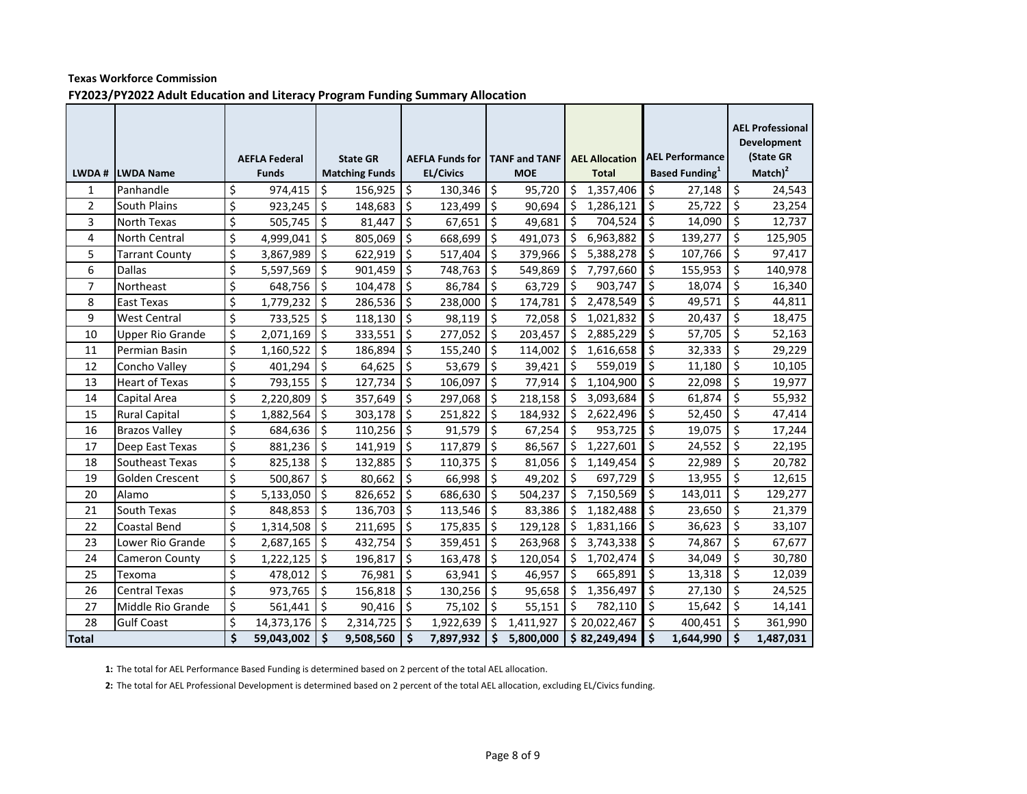**Texas Workforce Commission**

**FY2023/PY2022 Adult Education and Literacy Program Funding Summary Allocation**

| LWDA # | LWDA Name | AEFLA Federal Funds | State GR Matching Funds | AEFLA Funds for EL/Civics | TANF and TANF MOE | AEL Allocation Total | AEL Performance Based Funding[1] | AEL Professional Development (State GR Match)[2] |
|---|---|---|---|---|---|---|---|---|
| 1 | Panhandle | $ 974,415 | $ 156,925 | $ 130,346 | $ 95,720 | $ 1,357,406 | $ 27,148 | $ 24,543 |
| 2 | South Plains | $ 923,245 | $ 148,683 | $ 123,499 | $ 90,694 | $ 1,286,121 | $ 25,722 | $ 23,254 |
| 3 | North Texas | $ 505,745 | $ 81,447 | $ 67,651 | $ 49,681 | $ 704,524 | $ 14,090 | $ 12,737 |
| 4 | North Central | $ 4,999,041 | $ 805,069 | $ 668,699 | $ 491,073 | $ 6,963,882 | $ 139,277 | $ 125,905 |
| 5 | Tarrant County | $ 3,867,989 | $ 622,919 | $ 517,404 | $ 379,966 | $ 5,388,278 | $ 107,766 | $ 97,417 |
| 6 | Dallas | $ 5,597,569 | $ 901,459 | $ 748,763 | $ 549,869 | $ 7,797,660 | $ 155,953 | $ 140,978 |
| 7 | Northeast | $ 648,756 | $ 104,478 | $ 86,784 | $ 63,729 | $ 903,747 | $ 18,074 | $ 16,340 |
| 8 | East Texas | $ 1,779,232 | $ 286,536 | $ 238,000 | $ 174,781 | $ 2,478,549 | $ 49,571 | $ 44,811 |
| 9 | West Central | $ 733,525 | $ 118,130 | $ 98,119 | $ 72,058 | $ 1,021,832 | $ 20,437 | $ 18,475 |
| 10 | Upper Rio Grande | $ 2,071,169 | $ 333,551 | $ 277,052 | $ 203,457 | $ 2,885,229 | $ 57,705 | $ 52,163 |
| 11 | Permian Basin | $ 1,160,522 | $ 186,894 | $ 155,240 | $ 114,002 | $ 1,616,658 | $ 32,333 | $ 29,229 |
| 12 | Concho Valley | $ 401,294 | $ 64,625 | $ 53,679 | $ 39,421 | $ 559,019 | $ 11,180 | $ 10,105 |
| 13 | Heart of Texas | $ 793,155 | $ 127,734 | $ 106,097 | $ 77,914 | $ 1,104,900 | $ 22,098 | $ 19,977 |
| 14 | Capital Area | $ 2,220,809 | $ 357,649 | $ 297,068 | $ 218,158 | $ 3,093,684 | $ 61,874 | $ 55,932 |
| 15 | Rural Capital | $ 1,882,564 | $ 303,178 | $ 251,822 | $ 184,932 | $ 2,622,496 | $ 52,450 | $ 47,414 |
| 16 | Brazos Valley | $ 684,636 | $ 110,256 | $ 91,579 | $ 67,254 | $ 953,725 | $ 19,075 | $ 17,244 |
| 17 | Deep East Texas | $ 881,236 | $ 141,919 | $ 117,879 | $ 86,567 | $ 1,227,601 | $ 24,552 | $ 22,195 |
| 18 | Southeast Texas | $ 825,138 | $ 132,885 | $ 110,375 | $ 81,056 | $ 1,149,454 | $ 22,989 | $ 20,782 |
| 19 | Golden Crescent | $ 500,867 | $ 80,662 | $ 66,998 | $ 49,202 | $ 697,729 | $ 13,955 | $ 12,615 |
| 20 | Alamo | $ 5,133,050 | $ 826,652 | $ 686,630 | $ 504,237 | $ 7,150,569 | $ 143,011 | $ 129,277 |
| 21 | South Texas | $ 848,853 | $ 136,703 | $ 113,546 | $ 83,386 | $ 1,182,488 | $ 23,650 | $ 21,379 |
| 22 | Coastal Bend | $ 1,314,508 | $ 211,695 | $ 175,835 | $ 129,128 | $ 1,831,166 | $ 36,623 | $ 33,107 |
| 23 | Lower Rio Grande | $ 2,687,165 | $ 432,754 | $ 359,451 | $ 263,968 | $ 3,743,338 | $ 74,867 | $ 67,677 |
| 24 | Cameron County | $ 1,222,125 | $ 196,817 | $ 163,478 | $ 120,054 | $ 1,702,474 | $ 34,049 | $ 30,780 |
| 25 | Texoma | $ 478,012 | $ 76,981 | $ 63,941 | $ 46,957 | $ 665,891 | $ 13,318 | $ 12,039 |
| 26 | Central Texas | $ 973,765 | $ 156,818 | $ 130,256 | $ 95,658 | $ 1,356,497 | $ 27,130 | $ 24,525 |
| 27 | Middle Rio Grande | $ 561,441 | $ 90,416 | $ 75,102 | $ 55,151 | $ 782,110 | $ 15,642 | $ 14,141 |
| 28 | Gulf Coast | $ 14,373,176 | $ 2,314,725 | $ 1,922,639 | $ 1,411,927 | $ 20,022,467 | $ 400,451 | $ 361,990 |
| **Total** | | **$ 59,043,002** | **$ 9,508,560** | **$ 7,897,932** | **$ 5,800,000** | **$ 82,249,494** | **$ 1,644,990** | **$ 1,487,031** |

**1:** The total for AEL Performance Based Funding is determined based on 2 percent of the total AEL allocation.

**2:** The total for AEL Professional Development is determined based on 2 percent of the total AEL allocation, excluding EL/Civics funding.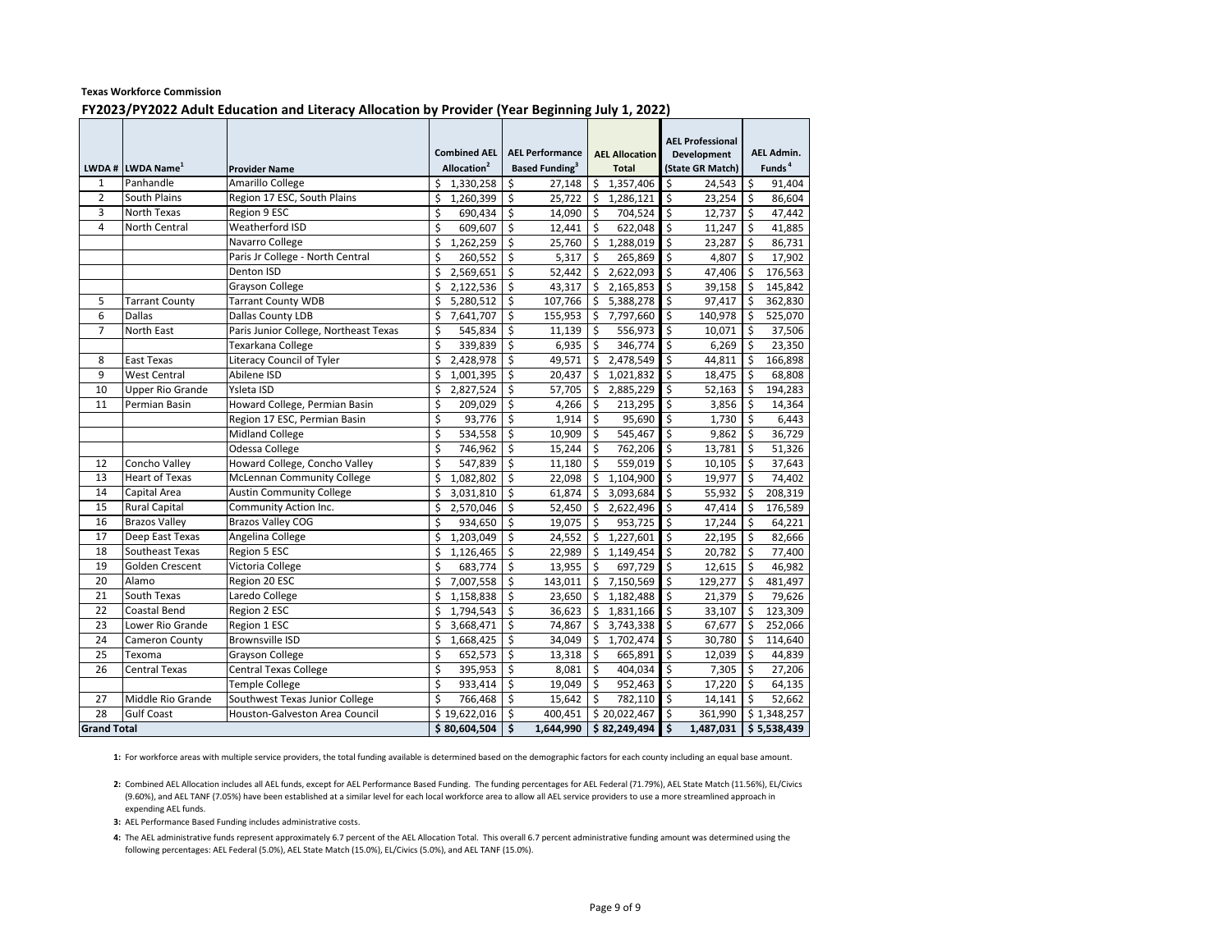**Texas Workforce Commission**

**FY2023/PY2022 Adult Education and Literacy Allocation by Provider (Year Beginning July 1, 2022)**

| LWDA # | LWDA Name[1] | Provider Name | Combined AEL Allocation[2] | AEL Performance Based Funding[3] | AEL Allocation Total | AEL Professional Development (State GR Match) | AEL Admin. Funds[4] |
|---|---|---|---|---|---|---|---|
| 1 | Panhandle | Amarillo College | $ 1,330,258 | $ 27,148 | $ 1,357,406 | $ 24,543 | $ 91,404 |
| 2 | South Plains | Region 17 ESC, South Plains | $ 1,260,399 | $ 25,722 | $ 1,286,121 | $ 23,254 | $ 86,604 |
| 3 | North Texas | Region 9 ESC | $ 690,434 | $ 14,090 | $ 704,524 | $ 12,737 | $ 47,442 |
| 4 | North Central | Weatherford ISD | $ 609,607 | $ 12,441 | $ 622,048 | $ 11,247 | $ 41,885 |
| | | Navarro College | $ 1,262,259 | $ 25,760 | $ 1,288,019 | $ 23,287 | $ 86,731 |
| | | Paris Jr College - North Central | $ 260,552 | $ 5,317 | $ 265,869 | $ 4,807 | $ 17,902 |
| | | Denton ISD | $ 2,569,651 | $ 52,442 | $ 2,622,093 | $ 47,406 | $ 176,563 |
| | | Grayson College | $ 2,122,536 | $ 43,317 | $ 2,165,853 | $ 39,158 | $ 145,842 |
| 5 | Tarrant County | Tarrant County WDB | $ 5,280,512 | $ 107,766 | $ 5,388,278 | $ 97,417 | $ 362,830 |
| 6 | Dallas | Dallas County LDB | $ 7,641,707 | $ 155,953 | $ 7,797,660 | $ 140,978 | $ 525,070 |
| 7 | North East | Paris Junior College, Northeast Texas | $ 545,834 | $ 11,139 | $ 556,973 | $ 10,071 | $ 37,506 |
| | | Texarkana College | $ 339,839 | $ 6,935 | $ 346,774 | $ 6,269 | $ 23,350 |
| 8 | East Texas | Literacy Council of Tyler | $ 2,428,978 | $ 49,571 | $ 2,478,549 | $ 44,811 | $ 166,898 |
| 9 | West Central | Abilene ISD | $ 1,001,395 | $ 20,437 | $ 1,021,832 | $ 18,475 | $ 68,808 |
| 10 | Upper Rio Grande | Ysleta ISD | $ 2,827,524 | $ 57,705 | $ 2,885,229 | $ 52,163 | $ 194,283 |
| 11 | Permian Basin | Howard College, Permian Basin | $ 209,029 | $ 4,266 | $ 213,295 | $ 3,856 | $ 14,364 |
| | | Region 17 ESC, Permian Basin | $ 93,776 | $ 1,914 | $ 95,690 | $ 1,730 | $ 6,443 |
| | | Midland College | $ 534,558 | $ 10,909 | $ 545,467 | $ 9,862 | $ 36,729 |
| | | Odessa College | $ 746,962 | $ 15,244 | $ 762,206 | $ 13,781 | $ 51,326 |
| 12 | Concho Valley | Howard College, Concho Valley | $ 547,839 | $ 11,180 | $ 559,019 | $ 10,105 | $ 37,643 |
| 13 | Heart of Texas | McLennan Community College | $ 1,082,802 | $ 22,098 | $ 1,104,900 | $ 19,977 | $ 74,402 |
| 14 | Capital Area | Austin Community College | $ 3,031,810 | $ 61,874 | $ 3,093,684 | $ 55,932 | $ 208,319 |
| 15 | Rural Capital | Community Action Inc. | $ 2,570,046 | $ 52,450 | $ 2,622,496 | $ 47,414 | $ 176,589 |
| 16 | Brazos Valley | Brazos Valley COG | $ 934,650 | $ 19,075 | $ 953,725 | $ 17,244 | $ 64,221 |
| 17 | Deep East Texas | Angelina College | $ 1,203,049 | $ 24,552 | $ 1,227,601 | $ 22,195 | $ 82,666 |
| 18 | Southeast Texas | Region 5 ESC | $ 1,126,465 | $ 22,989 | $ 1,149,454 | $ 20,782 | $ 77,400 |
| 19 | Golden Crescent | Victoria College | $ 683,774 | $ 13,955 | $ 697,729 | $ 12,615 | $ 46,982 |
| 20 | Alamo | Region 20 ESC | $ 7,007,558 | $ 143,011 | $ 7,150,569 | $ 129,277 | $ 481,497 |
| 21 | South Texas | Laredo College | $ 1,158,838 | $ 23,650 | $ 1,182,488 | $ 21,379 | $ 79,626 |
| 22 | Coastal Bend | Region 2 ESC | $ 1,794,543 | $ 36,623 | $ 1,831,166 | $ 33,107 | $ 123,309 |
| 23 | Lower Rio Grande | Region 1 ESC | $ 3,668,471 | $ 74,867 | $ 3,743,338 | $ 67,677 | $ 252,066 |
| 24 | Cameron County | Brownsville ISD | $ 1,668,425 | $ 34,049 | $ 1,702,474 | $ 30,780 | $ 114,640 |
| 25 | Texoma | Grayson College | $ 652,573 | $ 13,318 | $ 665,891 | $ 12,039 | $ 44,839 |
| 26 | Central Texas | Central Texas College | $ 395,953 | $ 8,081 | $ 404,034 | $ 7,305 | $ 27,206 |
| | | Temple College | $ 933,414 | $ 19,049 | $ 952,463 | $ 17,220 | $ 64,135 |
| 27 | Middle Rio Grande | Southwest Texas Junior College | $ 766,468 | $ 15,642 | $ 782,110 | $ 14,141 | $ 52,662 |
| 28 | Gulf Coast | Houston-Galveston Area Council | $ 19,622,016 | $ 400,451 | $ 20,022,467 | $ 361,990 | $ 1,348,257 |
| **Grand Total** | | | **$ 80,604,504** | **$ 1,644,990** | **$ 82,249,494** | **$ 1,487,031** | **$ 5,538,439** |

**1:** For workforce areas with multiple service providers, the total funding available is determined based on the demographic factors for each county including an equal base amount.

**2:** Combined AEL Allocation includes all AEL funds, except for AEL Performance Based Funding. The funding percentages for AEL Federal (71.79%), AEL State Match (11.56%), EL/Civics (9.60%), and AEL TANF (7.05%) have been established at a similar level for each local workforce area to allow all AEL service providers to use a more streamlined approach in expending AEL funds.

**3:** AEL Performance Based Funding includes administrative costs.

**4:** The AEL administrative funds represent approximately 6.7 percent of the AEL Allocation Total. This overall 6.7 percent administrative funding amount was determined using the following percentages: AEL Federal (5.0%), AEL State Match (15.0%), EL/Civics (5.0%), and AEL TANF (15.0%).